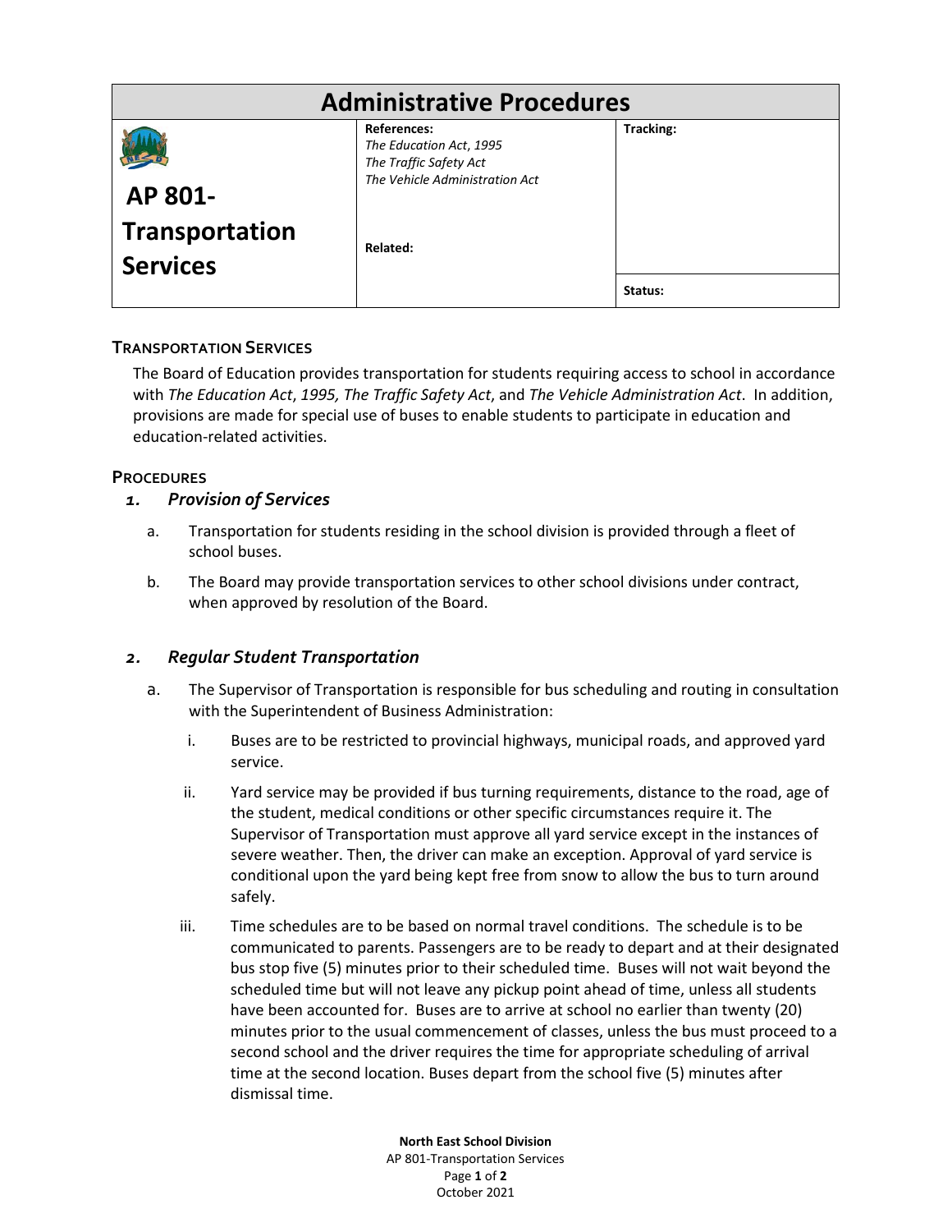# Administrative Procedures

| AP 801- Transportation Services | **References:** *The Education Act, 1995* *The Traffic Safety Act* *The Vehicle Administration Act* | **Tracking:** |
|---|---|---|
| | **Related:** | **Status:** |

## Transportation Services

The Board of Education provides transportation for students requiring access to school in accordance with *The Education Act*, *1995, The Traffic Safety Act*, and *The Vehicle Administration Act*. In addition, provisions are made for special use of buses to enable students to participate in education and education-related activities.

## Procedures

### 1. *Provision of Services*

a. Transportation for students residing in the school division is provided through a fleet of school buses.

b. The Board may provide transportation services to other school divisions under contract, when approved by resolution of the Board.

### 2. *Regular Student Transportation*

a. The Supervisor of Transportation is responsible for bus scheduling and routing in consultation with the Superintendent of Business Administration:

   i. Buses are to be restricted to provincial highways, municipal roads, and approved yard service.

   ii. Yard service may be provided if bus turning requirements, distance to the road, age of the student, medical conditions or other specific circumstances require it. The Supervisor of Transportation must approve all yard service except in the instances of severe weather. Then, the driver can make an exception. Approval of yard service is conditional upon the yard being kept free from snow to allow the bus to turn around safely.

   iii. Time schedules are to be based on normal travel conditions. The schedule is to be communicated to parents. Passengers are to be ready to depart and at their designated bus stop five (5) minutes prior to their scheduled time. Buses will not wait beyond the scheduled time but will not leave any pickup point ahead of time, unless all students have been accounted for. Buses are to arrive at school no earlier than twenty (20) minutes prior to the usual commencement of classes, unless the bus must proceed to a second school and the driver requires the time for appropriate scheduling of arrival time at the second location. Buses depart from the school five (5) minutes after dismissal time.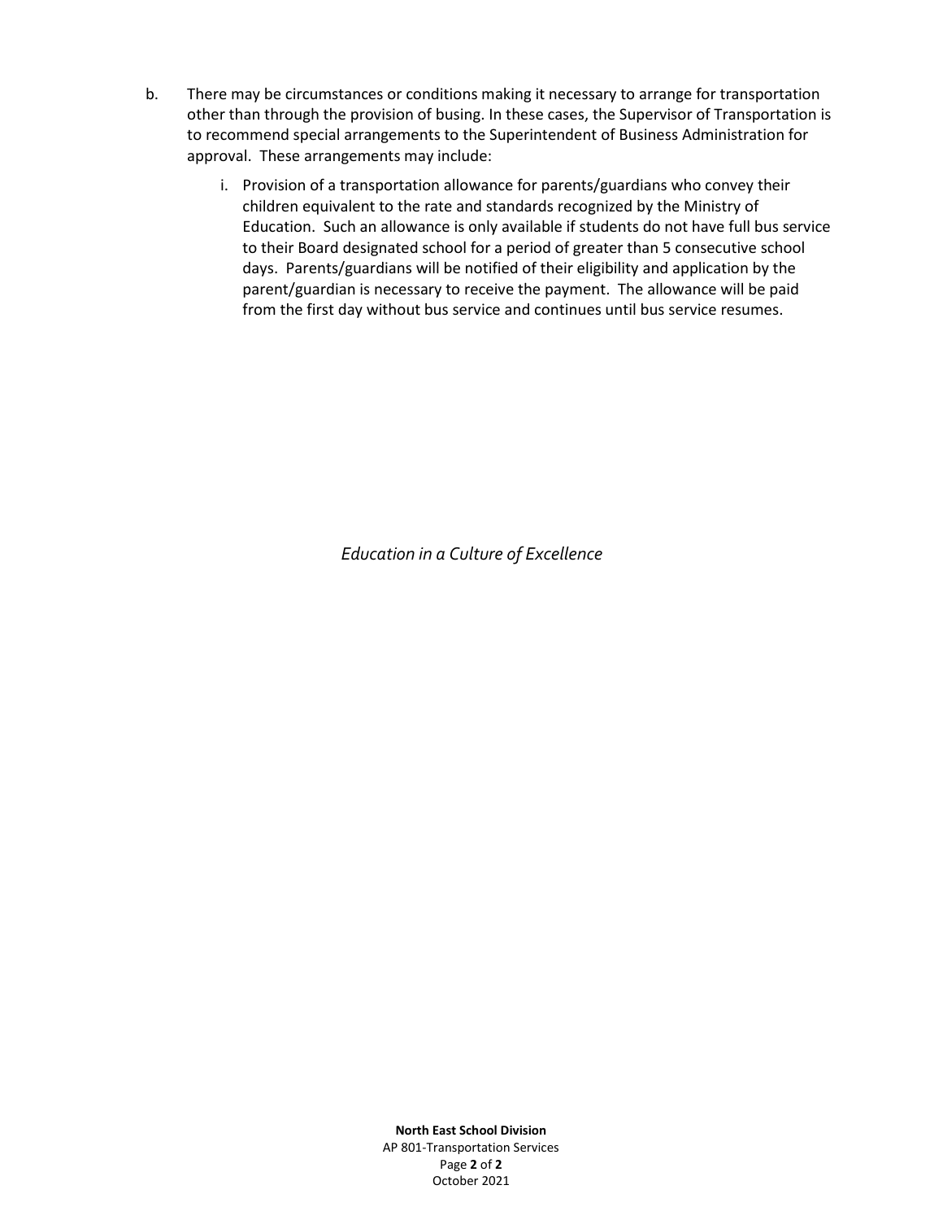b. There may be circumstances or conditions making it necessary to arrange for transportation other than through the provision of busing. In these cases, the Supervisor of Transportation is to recommend special arrangements to the Superintendent of Business Administration for approval. These arrangements may include:

   i. Provision of a transportation allowance for parents/guardians who convey their children equivalent to the rate and standards recognized by the Ministry of Education. Such an allowance is only available if students do not have full bus service to their Board designated school for a period of greater than 5 consecutive school days. Parents/guardians will be notified of their eligibility and application by the parent/guardian is necessary to receive the payment. The allowance will be paid from the first day without bus service and continues until bus service resumes.

*Education in a Culture of Excellence*